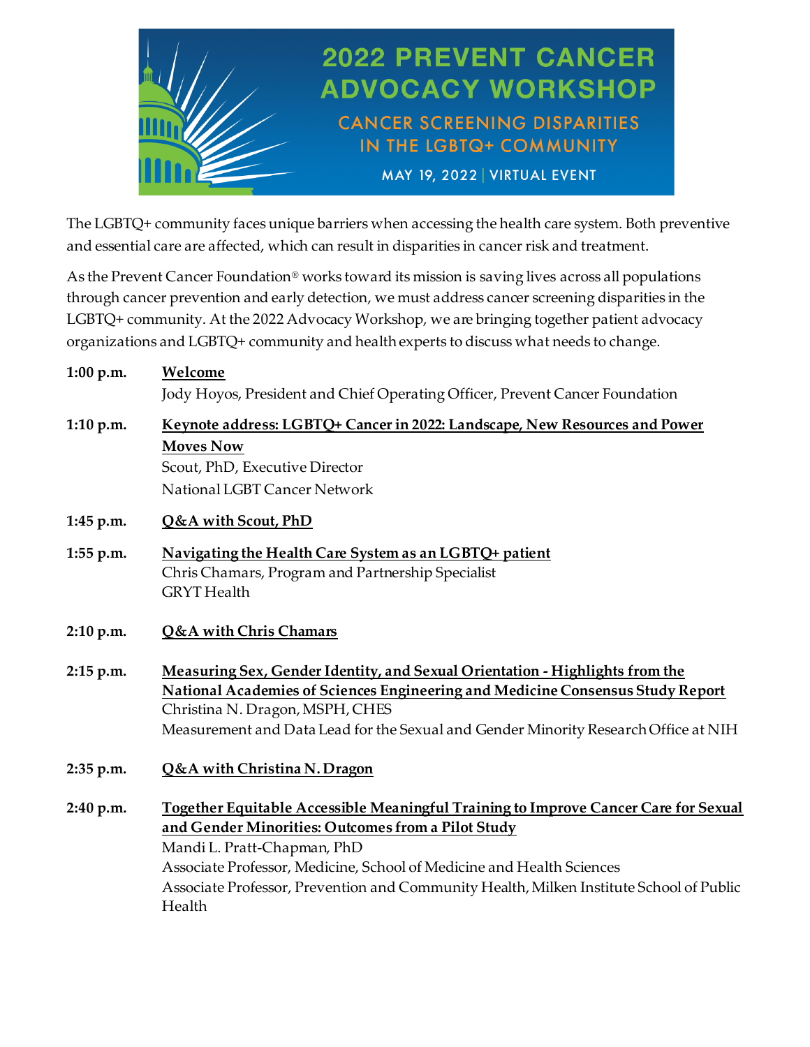# 2022 PREVENT CANCER ADVOCACY WORKSHOP

## CANCER SCREENING DISPARITIES IN THE LGBTQ+ COMMUNITY

MAY 19, 2022 | VIRTUAL EVENT

The LGBTQ+ community faces unique barriers when accessing the health care system. Both preventive and essential care are affected, which can result in disparities in cancer risk and treatment.

As the Prevent Cancer Foundation® works toward its mission is saving lives across all populations through cancer prevention and early detection, we must address cancer screening disparities in the LGBTQ+ community. At the 2022 Advocacy Workshop, we are bringing together patient advocacy organizations and LGBTQ+ community and health experts to discuss what needs to change.

**1:00 p.m.** **Welcome**
Jody Hoyos, President and Chief Operating Officer, Prevent Cancer Foundation

**1:10 p.m.** **Keynote address: LGBTQ+ Cancer in 2022: Landscape, New Resources and Power Moves Now**
Scout, PhD, Executive Director
National LGBT Cancer Network

**1:45 p.m.** **Q&A with Scout, PhD**

**1:55 p.m.** **Navigating the Health Care System as an LGBTQ+ patient**
Chris Chamars, Program and Partnership Specialist
GRYT Health

**2:10 p.m.** **Q&A with Chris Chamars**

**2:15 p.m.** **Measuring Sex, Gender Identity, and Sexual Orientation - Highlights from the National Academies of Sciences Engineering and Medicine Consensus Study Report**
Christina N. Dragon, MSPH, CHES
Measurement and Data Lead for the Sexual and Gender Minority Research Office at NIH

**2:35 p.m.** **Q&A with Christina N. Dragon**

**2:40 p.m.** **Together Equitable Accessible Meaningful Training to Improve Cancer Care for Sexual and Gender Minorities: Outcomes from a Pilot Study**
Mandi L. Pratt-Chapman, PhD
Associate Professor, Medicine, School of Medicine and Health Sciences
Associate Professor, Prevention and Community Health, Milken Institute School of Public Health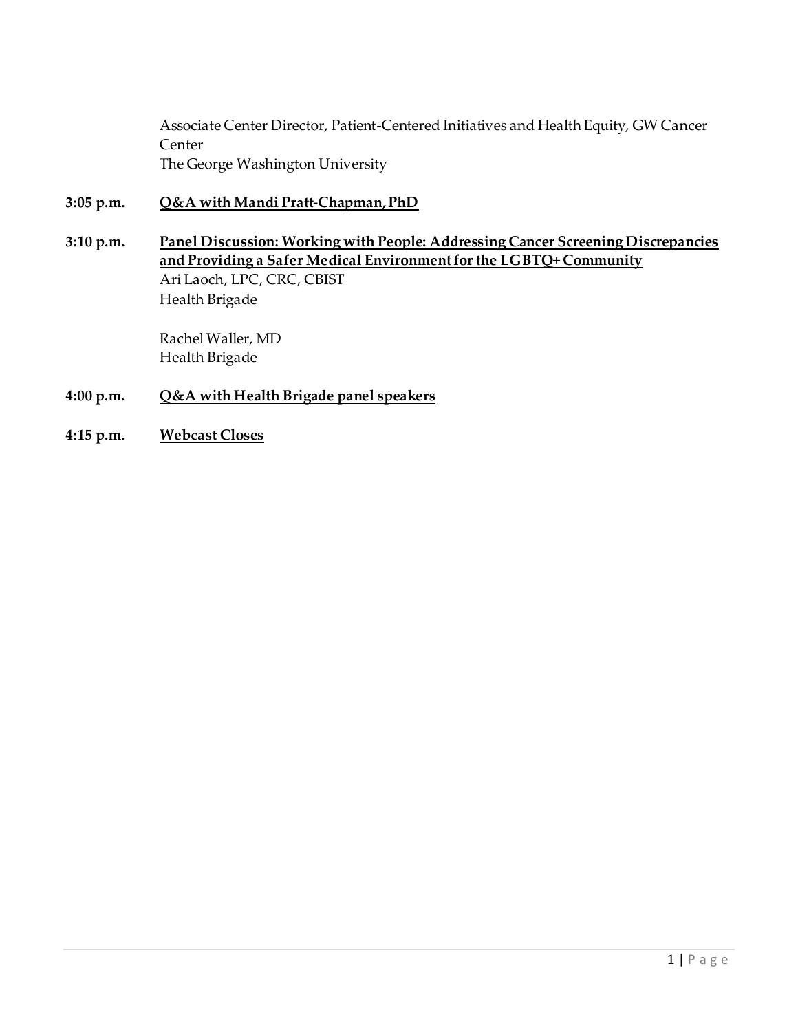Associate Center Director, Patient-Centered Initiatives and Health Equity, GW Cancer Center
The George Washington University

**3:05 p.m.** **Q&A with Mandi Pratt-Chapman, PhD**

**3:10 p.m.** **Panel Discussion: Working with People: Addressing Cancer Screening Discrepancies and Providing a Safer Medical Environment for the LGBTQ+ Community**
Ari Laoch, LPC, CRC, CBIST
Health Brigade

Rachel Waller, MD
Health Brigade

**4:00 p.m.** **Q&A with Health Brigade panel speakers**

**4:15 p.m.** **Webcast Closes**